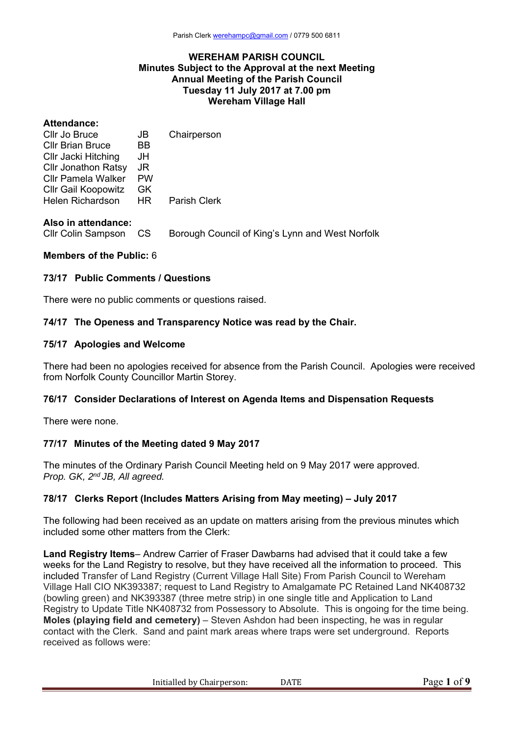**WEREHAM PARISH COUNCIL**
**Minutes Subject to the Approval at the next Meeting**
**Annual Meeting of the Parish Council**
**Tuesday 11 July 2017 at 7.00 pm**
**Wereham Village Hall**

**Attendance:**

| | | |
|---|---|---|
| Cllr Jo Bruce | JB | Chairperson |
| Cllr Brian Bruce | BB | |
| Cllr Jacki Hitching | JH | |
| Cllr Jonathon Ratsy | JR | |
| Cllr Pamela Walker | PW | |
| Cllr Gail Koopowitz | GK | |
| Helen Richardson | HR | Parish Clerk |

**Also in attendance:**

Cllr Colin Sampson CS Borough Council of King's Lynn and West Norfolk

**Members of the Public:** 6

### 73/17 Public Comments / Questions

There were no public comments or questions raised.

### 74/17 The Openess and Transparency Notice was read by the Chair.

### 75/17 Apologies and Welcome

There had been no apologies received for absence from the Parish Council. Apologies were received from Norfolk County Councillor Martin Storey.

### 76/17 Consider Declarations of Interest on Agenda Items and Dispensation Requests

There were none.

### 77/17 Minutes of the Meeting dated 9 May 2017

The minutes of the Ordinary Parish Council Meeting held on 9 May 2017 were approved.
*Prop. GK, 2nd JB, All agreed.*

### 78/17 Clerks Report (Includes Matters Arising from May meeting) – July 2017

The following had been received as an update on matters arising from the previous minutes which included some other matters from the Clerk:

**Land Registry Items**– Andrew Carrier of Fraser Dawbarns had advised that it could take a few weeks for the Land Registry to resolve, but they have received all the information to proceed. This included Transfer of Land Registry (Current Village Hall Site) From Parish Council to Wereham Village Hall CIO NK393387; request to Land Registry to Amalgamate PC Retained Land NK408732 (bowling green) and NK393387 (three metre strip) in one single title and Application to Land Registry to Update Title NK408732 from Possessory to Absolute. This is ongoing for the time being.
**Moles (playing field and cemetery)** – Steven Ashdon had been inspecting, he was in regular contact with the Clerk. Sand and paint mark areas where traps were set underground. Reports received as follows were: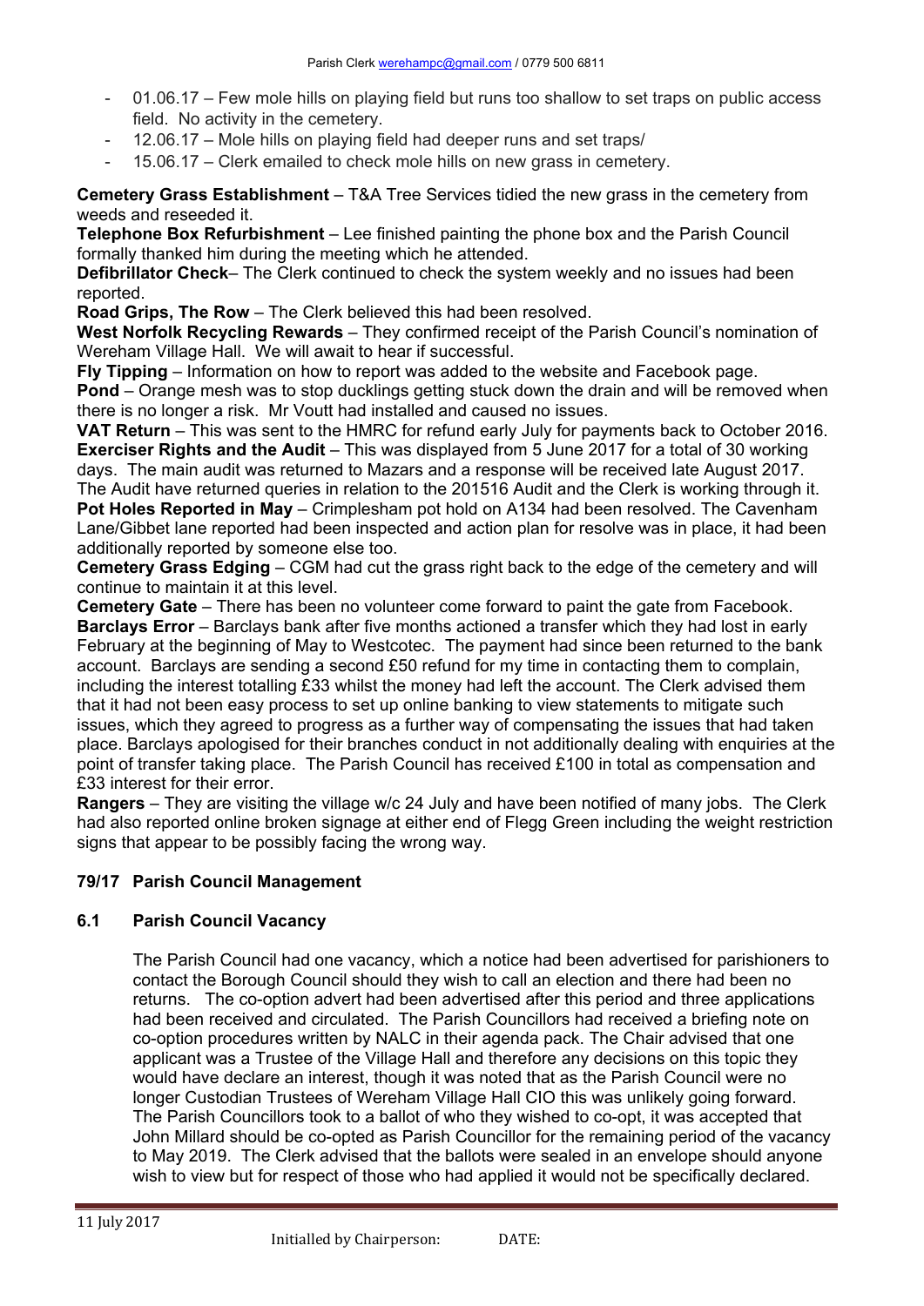- 01.06.17 – Few mole hills on playing field but runs too shallow to set traps on public access field. No activity in the cemetery.
- 12.06.17 – Mole hills on playing field had deeper runs and set traps/
- 15.06.17 – Clerk emailed to check mole hills on new grass in cemetery.

**Cemetery Grass Establishment** – T&A Tree Services tidied the new grass in the cemetery from weeds and reseeded it.
**Telephone Box Refurbishment** – Lee finished painting the phone box and the Parish Council formally thanked him during the meeting which he attended.
**Defibrillator Check**– The Clerk continued to check the system weekly and no issues had been reported.
**Road Grips, The Row** – The Clerk believed this had been resolved.
**West Norfolk Recycling Rewards** – They confirmed receipt of the Parish Council's nomination of Wereham Village Hall. We will await to hear if successful.
**Fly Tipping** – Information on how to report was added to the website and Facebook page.
**Pond** – Orange mesh was to stop ducklings getting stuck down the drain and will be removed when there is no longer a risk. Mr Voutt had installed and caused no issues.
**VAT Return** – This was sent to the HMRC for refund early July for payments back to October 2016.
**Exerciser Rights and the Audit** – This was displayed from 5 June 2017 for a total of 30 working days. The main audit was returned to Mazars and a response will be received late August 2017. The Audit have returned queries in relation to the 201516 Audit and the Clerk is working through it.
**Pot Holes Reported in May** – Crimplesham pot hold on A134 had been resolved. The Cavenham Lane/Gibbet lane reported had been inspected and action plan for resolve was in place, it had been additionally reported by someone else too.
**Cemetery Grass Edging** – CGM had cut the grass right back to the edge of the cemetery and will continue to maintain it at this level.
**Cemetery Gate** – There has been no volunteer come forward to paint the gate from Facebook.
**Barclays Error** – Barclays bank after five months actioned a transfer which they had lost in early February at the beginning of May to Westcotec. The payment had since been returned to the bank account. Barclays are sending a second £50 refund for my time in contacting them to complain, including the interest totalling £33 whilst the money had left the account. The Clerk advised them that it had not been easy process to set up online banking to view statements to mitigate such issues, which they agreed to progress as a further way of compensating the issues that had taken place. Barclays apologised for their branches conduct in not additionally dealing with enquiries at the point of transfer taking place. The Parish Council has received £100 in total as compensation and £33 interest for their error.
**Rangers** – They are visiting the village w/c 24 July and have been notified of many jobs. The Clerk had also reported online broken signage at either end of Flegg Green including the weight restriction signs that appear to be possibly facing the wrong way.

## 79/17 Parish Council Management

### 6.1 Parish Council Vacancy

The Parish Council had one vacancy, which a notice had been advertised for parishioners to contact the Borough Council should they wish to call an election and there had been no returns. The co-option advert had been advertised after this period and three applications had been received and circulated. The Parish Councillors had received a briefing note on co-option procedures written by NALC in their agenda pack. The Chair advised that one applicant was a Trustee of the Village Hall and therefore any decisions on this topic they would have declare an interest, though it was noted that as the Parish Council were no longer Custodian Trustees of Wereham Village Hall CIO this was unlikely going forward. The Parish Councillors took to a ballot of who they wished to co-opt, it was accepted that John Millard should be co-opted as Parish Councillor for the remaining period of the vacancy to May 2019. The Clerk advised that the ballots were sealed in an envelope should anyone wish to view but for respect of those who had applied it would not be specifically declared.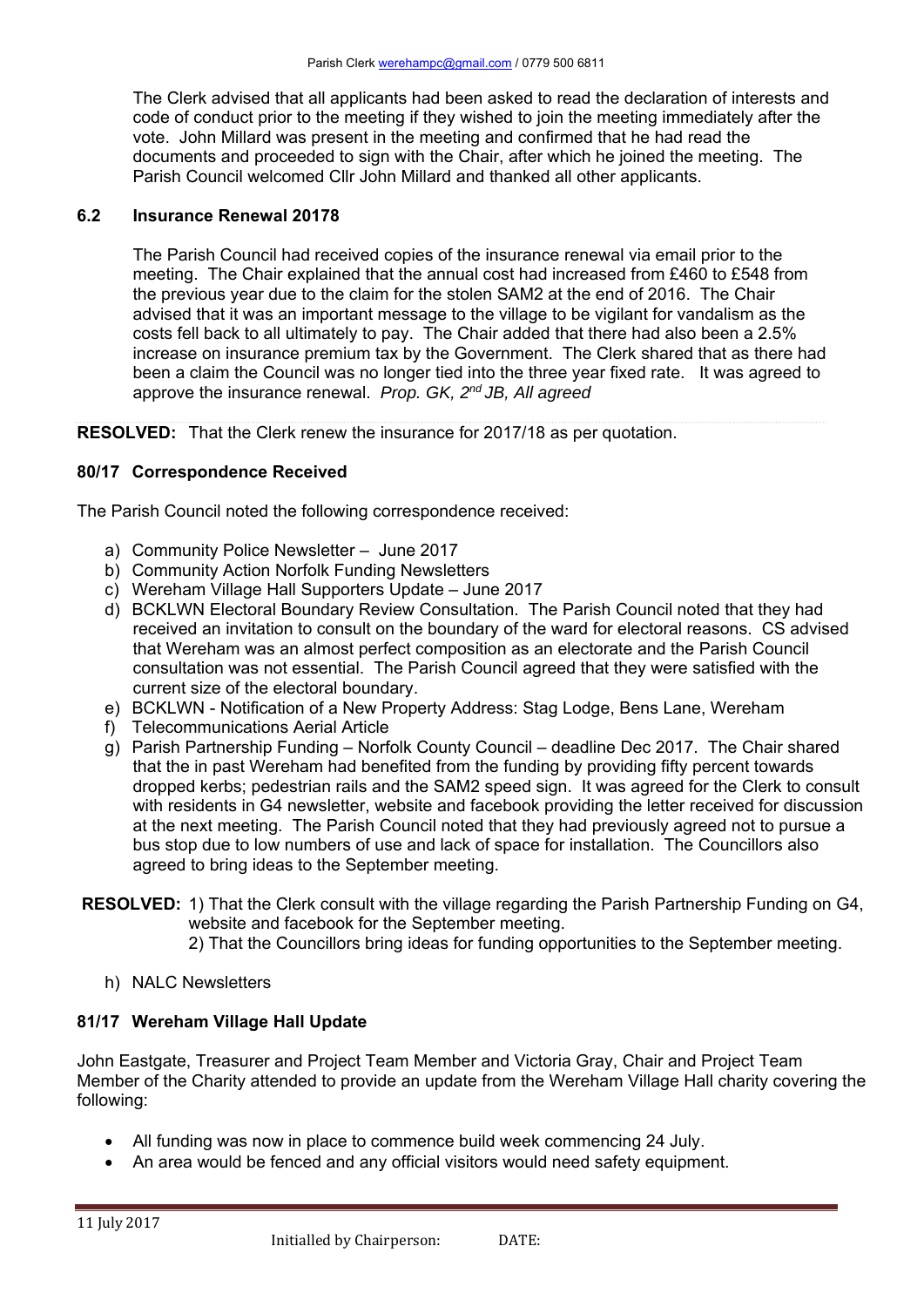The Clerk advised that all applicants had been asked to read the declaration of interests and code of conduct prior to the meeting if they wished to join the meeting immediately after the vote. John Millard was present in the meeting and confirmed that he had read the documents and proceeded to sign with the Chair, after which he joined the meeting. The Parish Council welcomed Cllr John Millard and thanked all other applicants.

### 6.2 Insurance Renewal 20178

The Parish Council had received copies of the insurance renewal via email prior to the meeting. The Chair explained that the annual cost had increased from £460 to £548 from the previous year due to the claim for the stolen SAM2 at the end of 2016. The Chair advised that it was an important message to the village to be vigilant for vandalism as the costs fell back to all ultimately to pay. The Chair added that there had also been a 2.5% increase on insurance premium tax by the Government. The Clerk shared that as there had been a claim the Council was no longer tied into the three year fixed rate. It was agreed to approve the insurance renewal. *Prop. GK, 2nd JB, All agreed*

**RESOLVED:** That the Clerk renew the insurance for 2017/18 as per quotation.

### 80/17 Correspondence Received

The Parish Council noted the following correspondence received:

a) Community Police Newsletter – June 2017
b) Community Action Norfolk Funding Newsletters
c) Wereham Village Hall Supporters Update – June 2017
d) BCKLWN Electoral Boundary Review Consultation. The Parish Council noted that they had received an invitation to consult on the boundary of the ward for electoral reasons. CS advised that Wereham was an almost perfect composition as an electorate and the Parish Council consultation was not essential. The Parish Council agreed that they were satisfied with the current size of the electoral boundary.
e) BCKLWN - Notification of a New Property Address: Stag Lodge, Bens Lane, Wereham
f) Telecommunications Aerial Article
g) Parish Partnership Funding – Norfolk County Council – deadline Dec 2017. The Chair shared that the in past Wereham had benefited from the funding by providing fifty percent towards dropped kerbs; pedestrian rails and the SAM2 speed sign. It was agreed for the Clerk to consult with residents in G4 newsletter, website and facebook providing the letter received for discussion at the next meeting. The Parish Council noted that they had previously agreed not to pursue a bus stop due to low numbers of use and lack of space for installation. The Councillors also agreed to bring ideas to the September meeting.

**RESOLVED:** 1) That the Clerk consult with the village regarding the Parish Partnership Funding on G4, website and facebook for the September meeting.
2) That the Councillors bring ideas for funding opportunities to the September meeting.

h) NALC Newsletters

### 81/17 Wereham Village Hall Update

John Eastgate, Treasurer and Project Team Member and Victoria Gray, Chair and Project Team Member of the Charity attended to provide an update from the Wereham Village Hall charity covering the following:

- All funding was now in place to commence build week commencing 24 July.
- An area would be fenced and any official visitors would need safety equipment.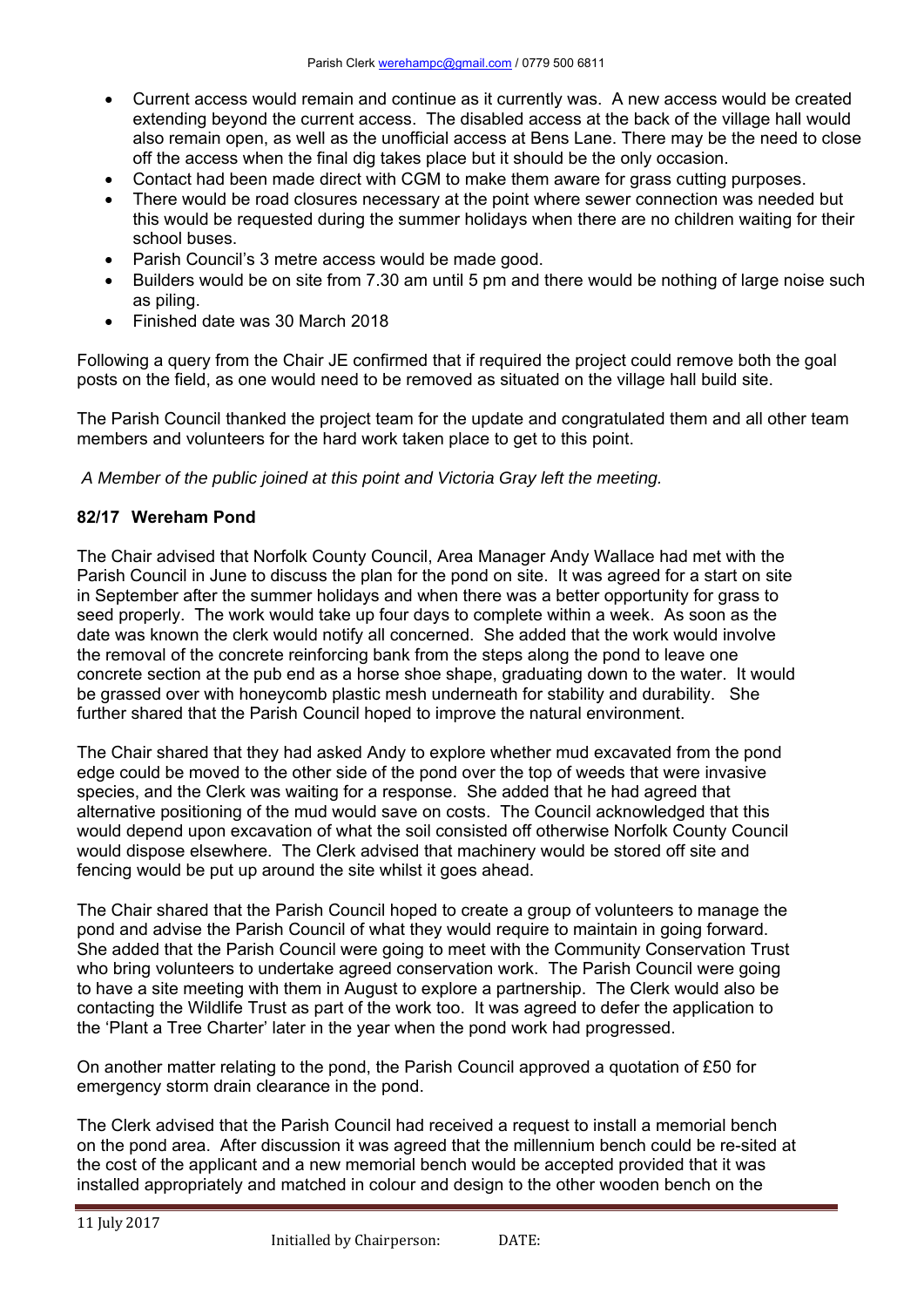- Current access would remain and continue as it currently was. A new access would be created extending beyond the current access. The disabled access at the back of the village hall would also remain open, as well as the unofficial access at Bens Lane. There may be the need to close off the access when the final dig takes place but it should be the only occasion.
- Contact had been made direct with CGM to make them aware for grass cutting purposes.
- There would be road closures necessary at the point where sewer connection was needed but this would be requested during the summer holidays when there are no children waiting for their school buses.
- Parish Council's 3 metre access would be made good.
- Builders would be on site from 7.30 am until 5 pm and there would be nothing of large noise such as piling.
- Finished date was 30 March 2018

Following a query from the Chair JE confirmed that if required the project could remove both the goal posts on the field, as one would need to be removed as situated on the village hall build site.

The Parish Council thanked the project team for the update and congratulated them and all other team members and volunteers for the hard work taken place to get to this point.

*A Member of the public joined at this point and Victoria Gray left the meeting.*

**82/17 Wereham Pond**

The Chair advised that Norfolk County Council, Area Manager Andy Wallace had met with the Parish Council in June to discuss the plan for the pond on site. It was agreed for a start on site in September after the summer holidays and when there was a better opportunity for grass to seed properly. The work would take up four days to complete within a week. As soon as the date was known the clerk would notify all concerned. She added that the work would involve the removal of the concrete reinforcing bank from the steps along the pond to leave one concrete section at the pub end as a horse shoe shape, graduating down to the water. It would be grassed over with honeycomb plastic mesh underneath for stability and durability. She further shared that the Parish Council hoped to improve the natural environment.

The Chair shared that they had asked Andy to explore whether mud excavated from the pond edge could be moved to the other side of the pond over the top of weeds that were invasive species, and the Clerk was waiting for a response. She added that he had agreed that alternative positioning of the mud would save on costs. The Council acknowledged that this would depend upon excavation of what the soil consisted off otherwise Norfolk County Council would dispose elsewhere. The Clerk advised that machinery would be stored off site and fencing would be put up around the site whilst it goes ahead.

The Chair shared that the Parish Council hoped to create a group of volunteers to manage the pond and advise the Parish Council of what they would require to maintain in going forward. She added that the Parish Council were going to meet with the Community Conservation Trust who bring volunteers to undertake agreed conservation work. The Parish Council were going to have a site meeting with them in August to explore a partnership. The Clerk would also be contacting the Wildlife Trust as part of the work too. It was agreed to defer the application to the 'Plant a Tree Charter' later in the year when the pond work had progressed.

On another matter relating to the pond, the Parish Council approved a quotation of £50 for emergency storm drain clearance in the pond.

The Clerk advised that the Parish Council had received a request to install a memorial bench on the pond area. After discussion it was agreed that the millennium bench could be re-sited at the cost of the applicant and a new memorial bench would be accepted provided that it was installed appropriately and matched in colour and design to the other wooden bench on the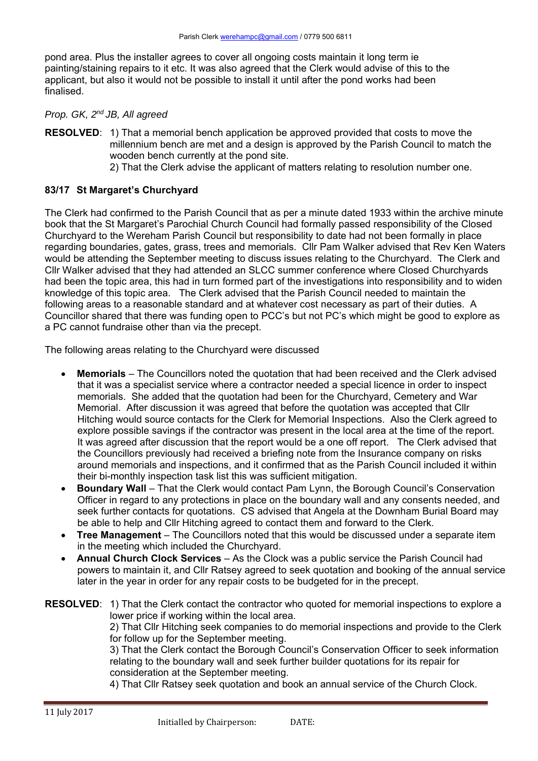pond area. Plus the installer agrees to cover all ongoing costs maintain it long term ie painting/staining repairs to it etc. It was also agreed that the Clerk would advise of this to the applicant, but also it would not be possible to install it until after the pond works had been finalised.

*Prop. GK, 2nd JB, All agreed*

**RESOLVED**: 1) That a memorial bench application be approved provided that costs to move the millennium bench are met and a design is approved by the Parish Council to match the wooden bench currently at the pond site.
2) That the Clerk advise the applicant of matters relating to resolution number one.

### 83/17 St Margaret's Churchyard

The Clerk had confirmed to the Parish Council that as per a minute dated 1933 within the archive minute book that the St Margaret's Parochial Church Council had formally passed responsibility of the Closed Churchyard to the Wereham Parish Council but responsibility to date had not been formally in place regarding boundaries, gates, grass, trees and memorials. Cllr Pam Walker advised that Rev Ken Waters would be attending the September meeting to discuss issues relating to the Churchyard. The Clerk and Cllr Walker advised that they had attended an SLCC summer conference where Closed Churchyards had been the topic area, this had in turn formed part of the investigations into responsibility and to widen knowledge of this topic area. The Clerk advised that the Parish Council needed to maintain the following areas to a reasonable standard and at whatever cost necessary as part of their duties. A Councillor shared that there was funding open to PCC's but not PC's which might be good to explore as a PC cannot fundraise other than via the precept.

The following areas relating to the Churchyard were discussed

- **Memorials** – The Councillors noted the quotation that had been received and the Clerk advised that it was a specialist service where a contractor needed a special licence in order to inspect memorials. She added that the quotation had been for the Churchyard, Cemetery and War Memorial. After discussion it was agreed that before the quotation was accepted that Cllr Hitching would source contacts for the Clerk for Memorial Inspections. Also the Clerk agreed to explore possible savings if the contractor was present in the local area at the time of the report. It was agreed after discussion that the report would be a one off report. The Clerk advised that the Councillors previously had received a briefing note from the Insurance company on risks around memorials and inspections, and it confirmed that as the Parish Council included it within their bi-monthly inspection task list this was sufficient mitigation.
- **Boundary Wall** – That the Clerk would contact Pam Lynn, the Borough Council's Conservation Officer in regard to any protections in place on the boundary wall and any consents needed, and seek further contacts for quotations. CS advised that Angela at the Downham Burial Board may be able to help and Cllr Hitching agreed to contact them and forward to the Clerk.
- **Tree Management** – The Councillors noted that this would be discussed under a separate item in the meeting which included the Churchyard.
- **Annual Church Clock Services** – As the Clock was a public service the Parish Council had powers to maintain it, and Cllr Ratsey agreed to seek quotation and booking of the annual service later in the year in order for any repair costs to be budgeted for in the precept.

**RESOLVED**: 1) That the Clerk contact the contractor who quoted for memorial inspections to explore a lower price if working within the local area.
2) That Cllr Hitching seek companies to do memorial inspections and provide to the Clerk for follow up for the September meeting.
3) That the Clerk contact the Borough Council's Conservation Officer to seek information relating to the boundary wall and seek further builder quotations for its repair for consideration at the September meeting.
4) That Cllr Ratsey seek quotation and book an annual service of the Church Clock.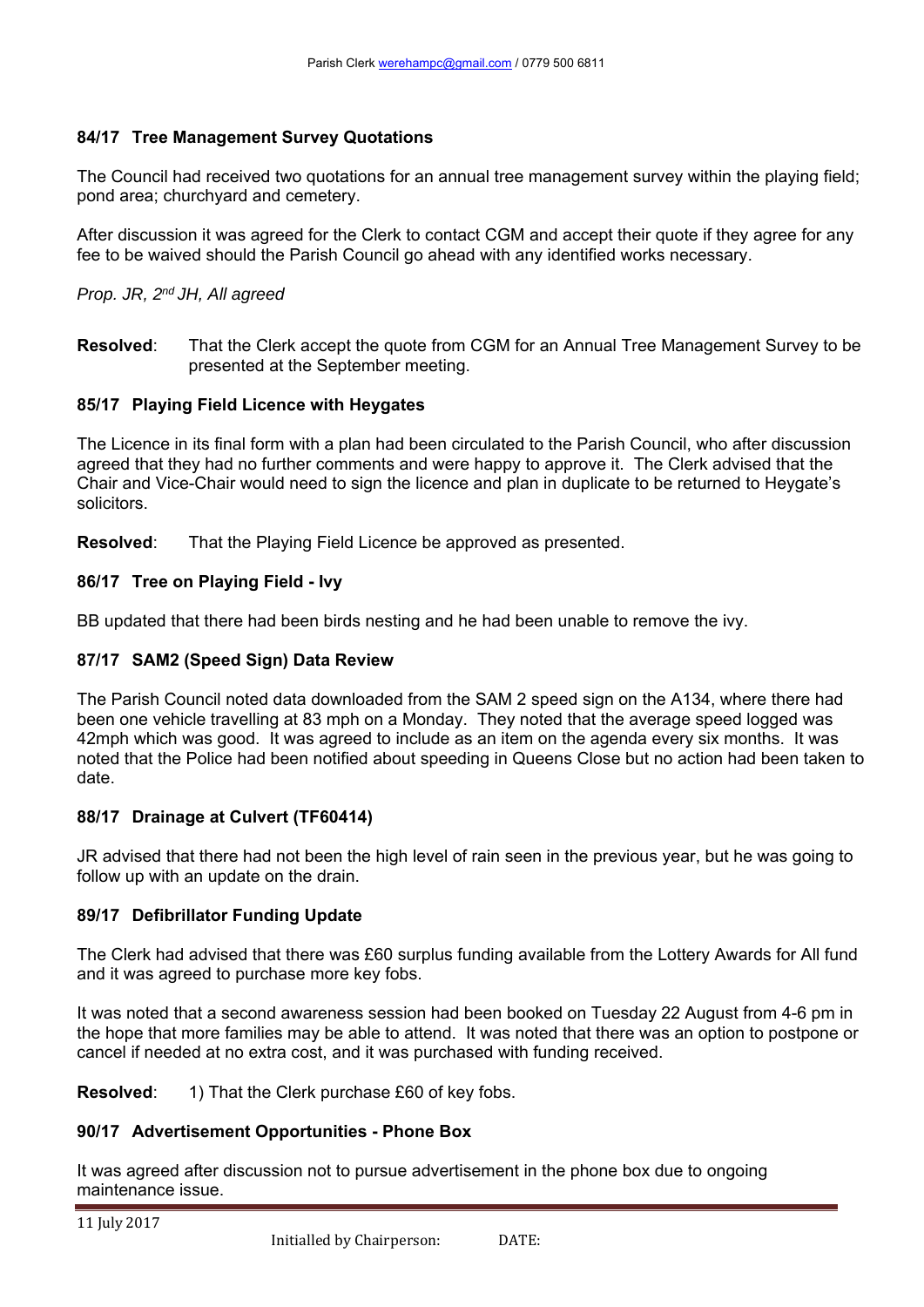### 84/17 Tree Management Survey Quotations

The Council had received two quotations for an annual tree management survey within the playing field; pond area; churchyard and cemetery.

After discussion it was agreed for the Clerk to contact CGM and accept their quote if they agree for any fee to be waived should the Parish Council go ahead with any identified works necessary.

*Prop. JR, 2nd JH, All agreed*

**Resolved**: That the Clerk accept the quote from CGM for an Annual Tree Management Survey to be presented at the September meeting.

### 85/17 Playing Field Licence with Heygates

The Licence in its final form with a plan had been circulated to the Parish Council, who after discussion agreed that they had no further comments and were happy to approve it. The Clerk advised that the Chair and Vice-Chair would need to sign the licence and plan in duplicate to be returned to Heygate's solicitors.

**Resolved**: That the Playing Field Licence be approved as presented.

### 86/17 Tree on Playing Field - Ivy

BB updated that there had been birds nesting and he had been unable to remove the ivy.

### 87/17 SAM2 (Speed Sign) Data Review

The Parish Council noted data downloaded from the SAM 2 speed sign on the A134, where there had been one vehicle travelling at 83 mph on a Monday. They noted that the average speed logged was 42mph which was good. It was agreed to include as an item on the agenda every six months. It was noted that the Police had been notified about speeding in Queens Close but no action had been taken to date.

### 88/17 Drainage at Culvert (TF60414)

JR advised that there had not been the high level of rain seen in the previous year, but he was going to follow up with an update on the drain.

### 89/17 Defibrillator Funding Update

The Clerk had advised that there was £60 surplus funding available from the Lottery Awards for All fund and it was agreed to purchase more key fobs.

It was noted that a second awareness session had been booked on Tuesday 22 August from 4-6 pm in the hope that more families may be able to attend. It was noted that there was an option to postpone or cancel if needed at no extra cost, and it was purchased with funding received.

**Resolved**: 1) That the Clerk purchase £60 of key fobs.

### 90/17 Advertisement Opportunities - Phone Box

It was agreed after discussion not to pursue advertisement in the phone box due to ongoing maintenance issue.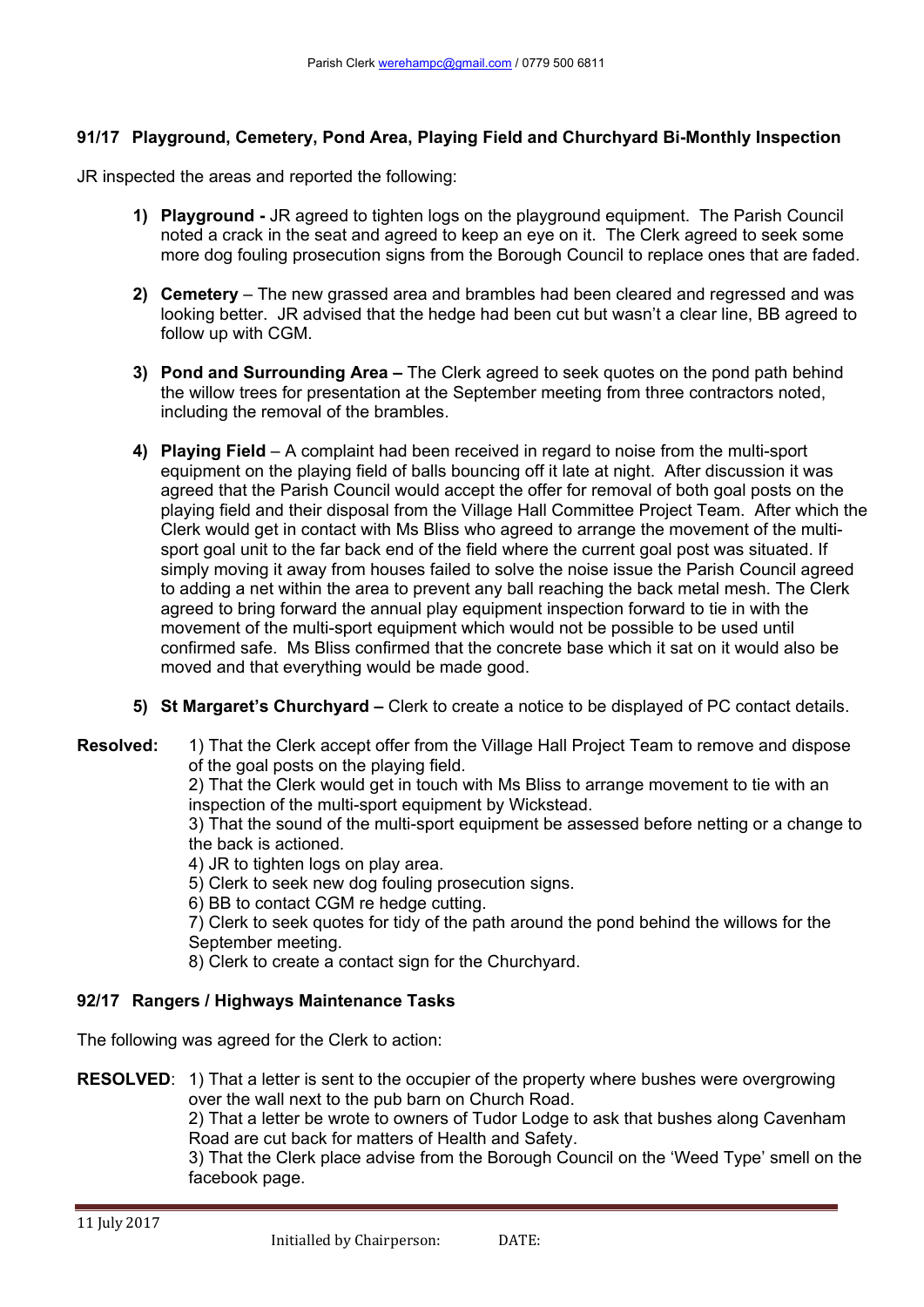### 91/17 Playground, Cemetery, Pond Area, Playing Field and Churchyard Bi-Monthly Inspection

JR inspected the areas and reported the following:

1) **Playground -** JR agreed to tighten logs on the playground equipment. The Parish Council noted a crack in the seat and agreed to keep an eye on it. The Clerk agreed to seek some more dog fouling prosecution signs from the Borough Council to replace ones that are faded.

2) **Cemetery** – The new grassed area and brambles had been cleared and regressed and was looking better. JR advised that the hedge had been cut but wasn't a clear line, BB agreed to follow up with CGM.

3) **Pond and Surrounding Area –** The Clerk agreed to seek quotes on the pond path behind the willow trees for presentation at the September meeting from three contractors noted, including the removal of the brambles.

4) **Playing Field** – A complaint had been received in regard to noise from the multi-sport equipment on the playing field of balls bouncing off it late at night. After discussion it was agreed that the Parish Council would accept the offer for removal of both goal posts on the playing field and their disposal from the Village Hall Committee Project Team. After which the Clerk would get in contact with Ms Bliss who agreed to arrange the movement of the multi-sport goal unit to the far back end of the field where the current goal post was situated. If simply moving it away from houses failed to solve the noise issue the Parish Council agreed to adding a net within the area to prevent any ball reaching the back metal mesh. The Clerk agreed to bring forward the annual play equipment inspection forward to tie in with the movement of the multi-sport equipment which would not be possible to be used until confirmed safe. Ms Bliss confirmed that the concrete base which it sat on it would also be moved and that everything would be made good.

5) **St Margaret's Churchyard –** Clerk to create a notice to be displayed of PC contact details.

**Resolved:** 1) That the Clerk accept offer from the Village Hall Project Team to remove and dispose of the goal posts on the playing field.
2) That the Clerk would get in touch with Ms Bliss to arrange movement to tie with an inspection of the multi-sport equipment by Wickstead.
3) That the sound of the multi-sport equipment be assessed before netting or a change to the back is actioned.
4) JR to tighten logs on play area.
5) Clerk to seek new dog fouling prosecution signs.
6) BB to contact CGM re hedge cutting.
7) Clerk to seek quotes for tidy of the path around the pond behind the willows for the September meeting.
8) Clerk to create a contact sign for the Churchyard.

### 92/17 Rangers / Highways Maintenance Tasks

The following was agreed for the Clerk to action:

**RESOLVED**: 1) That a letter is sent to the occupier of the property where bushes were overgrowing over the wall next to the pub barn on Church Road.
2) That a letter be wrote to owners of Tudor Lodge to ask that bushes along Cavenham Road are cut back for matters of Health and Safety.
3) That the Clerk place advise from the Borough Council on the 'Weed Type' smell on the facebook page.

11 July 2017

Initialled by Chairperson: DATE: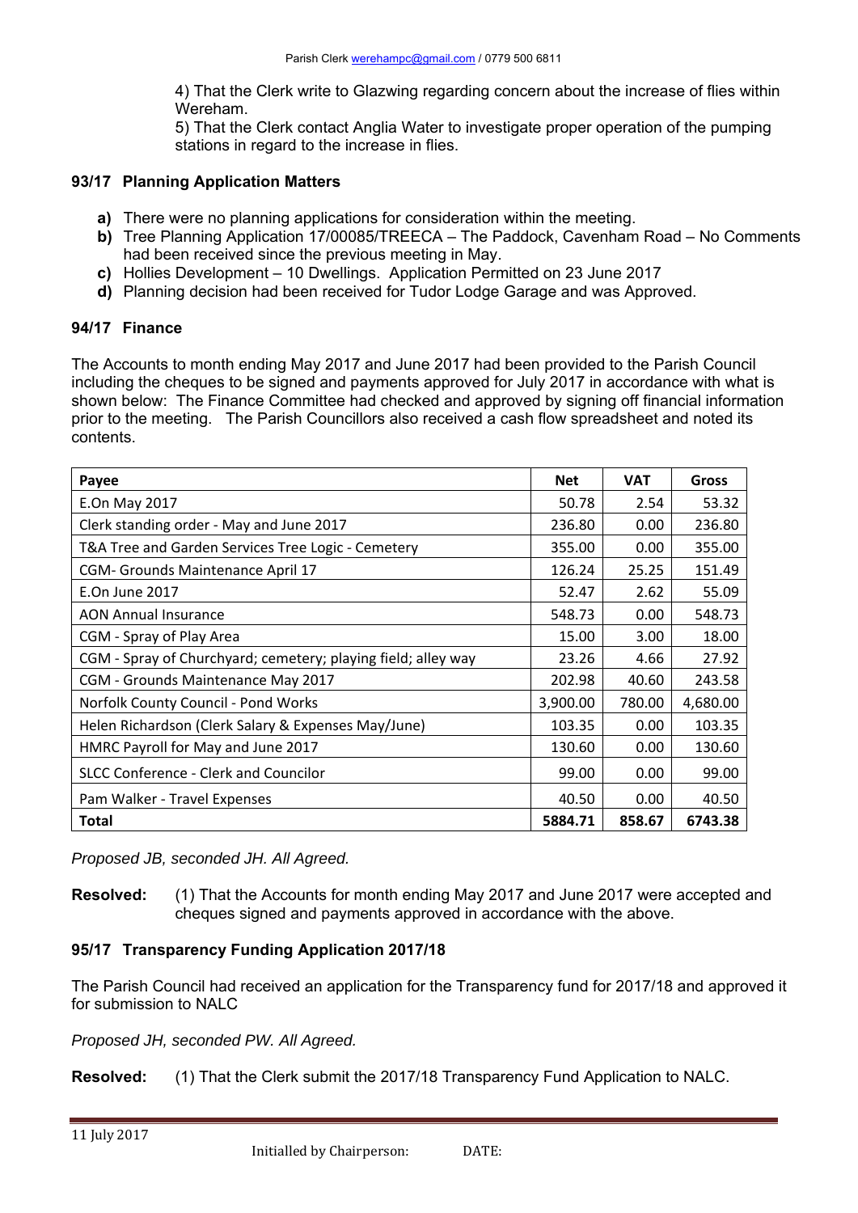4) That the Clerk write to Glazwing regarding concern about the increase of flies within Wereham.
5) That the Clerk contact Anglia Water to investigate proper operation of the pumping stations in regard to the increase in flies.

### 93/17 Planning Application Matters

- **a)** There were no planning applications for consideration within the meeting.
- **b)** Tree Planning Application 17/00085/TREECA – The Paddock, Cavenham Road – No Comments had been received since the previous meeting in May.
- **c)** Hollies Development – 10 Dwellings. Application Permitted on 23 June 2017
- **d)** Planning decision had been received for Tudor Lodge Garage and was Approved.

### 94/17 Finance

The Accounts to month ending May 2017 and June 2017 had been provided to the Parish Council including the cheques to be signed and payments approved for July 2017 in accordance with what is shown below: The Finance Committee had checked and approved by signing off financial information prior to the meeting. The Parish Councillors also received a cash flow spreadsheet and noted its contents.

| Payee | Net | VAT | Gross |
|---|---|---|---|
| E.On May 2017 | 50.78 | 2.54 | 53.32 |
| Clerk standing order - May and June 2017 | 236.80 | 0.00 | 236.80 |
| T&A Tree and Garden Services Tree Logic - Cemetery | 355.00 | 0.00 | 355.00 |
| CGM- Grounds Maintenance April 17 | 126.24 | 25.25 | 151.49 |
| E.On June 2017 | 52.47 | 2.62 | 55.09 |
| AON Annual Insurance | 548.73 | 0.00 | 548.73 |
| CGM - Spray of Play Area | 15.00 | 3.00 | 18.00 |
| CGM - Spray of Churchyard; cemetery; playing field; alley way | 23.26 | 4.66 | 27.92 |
| CGM - Grounds Maintenance May 2017 | 202.98 | 40.60 | 243.58 |
| Norfolk County Council - Pond Works | 3,900.00 | 780.00 | 4,680.00 |
| Helen Richardson (Clerk Salary & Expenses May/June) | 103.35 | 0.00 | 103.35 |
| HMRC Payroll for May and June 2017 | 130.60 | 0.00 | 130.60 |
| SLCC Conference - Clerk and Councilor | 99.00 | 0.00 | 99.00 |
| Pam Walker - Travel Expenses | 40.50 | 0.00 | 40.50 |
| **Total** | **5884.71** | **858.67** | **6743.38** |

*Proposed JB, seconded JH. All Agreed.*

**Resolved:** (1) That the Accounts for month ending May 2017 and June 2017 were accepted and cheques signed and payments approved in accordance with the above.

### 95/17 Transparency Funding Application 2017/18

The Parish Council had received an application for the Transparency fund for 2017/18 and approved it for submission to NALC

*Proposed JH, seconded PW. All Agreed.*

**Resolved:** (1) That the Clerk submit the 2017/18 Transparency Fund Application to NALC.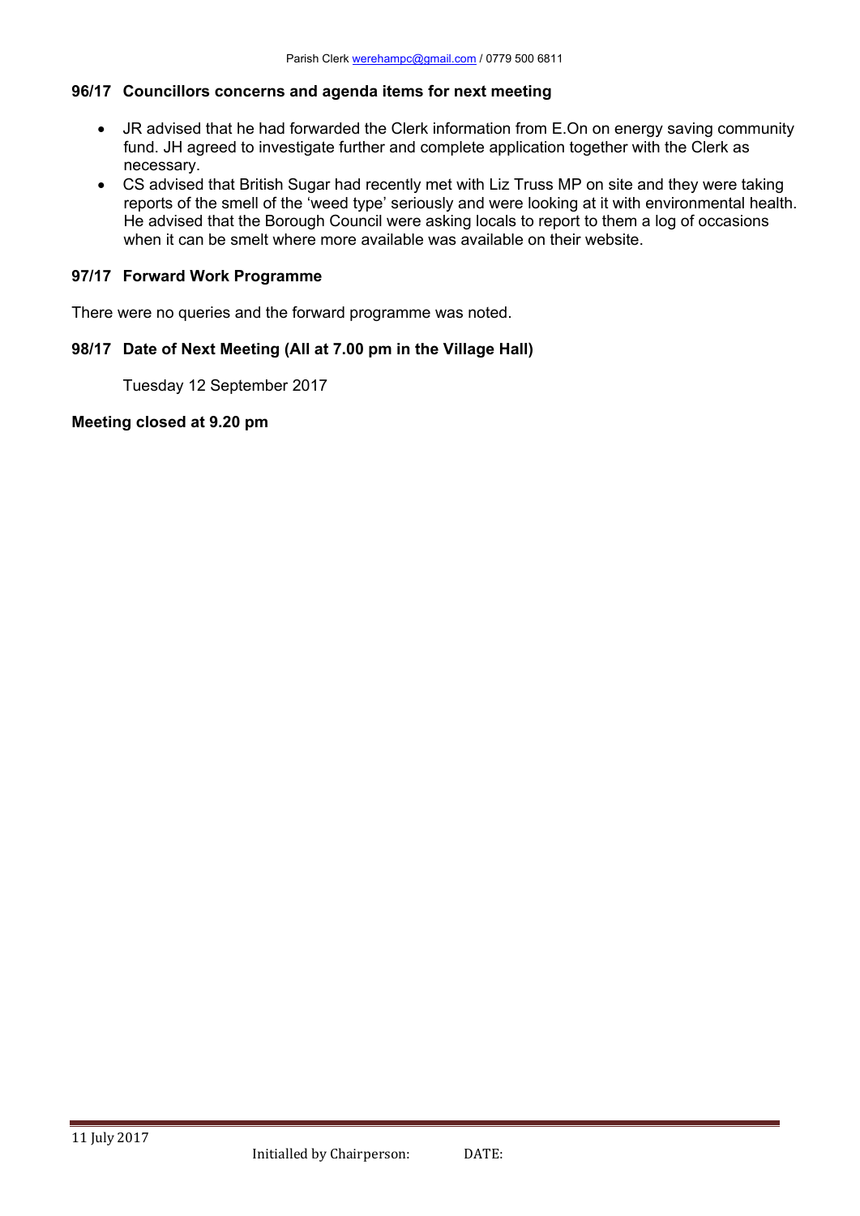### 96/17 Councillors concerns and agenda items for next meeting

- JR advised that he had forwarded the Clerk information from E.On on energy saving community fund. JH agreed to investigate further and complete application together with the Clerk as necessary.
- CS advised that British Sugar had recently met with Liz Truss MP on site and they were taking reports of the smell of the 'weed type' seriously and were looking at it with environmental health. He advised that the Borough Council were asking locals to report to them a log of occasions when it can be smelt where more available was available on their website.

### 97/17 Forward Work Programme

There were no queries and the forward programme was noted.

### 98/17 Date of Next Meeting (All at 7.00 pm in the Village Hall)

Tuesday 12 September 2017

**Meeting closed at 9.20 pm**